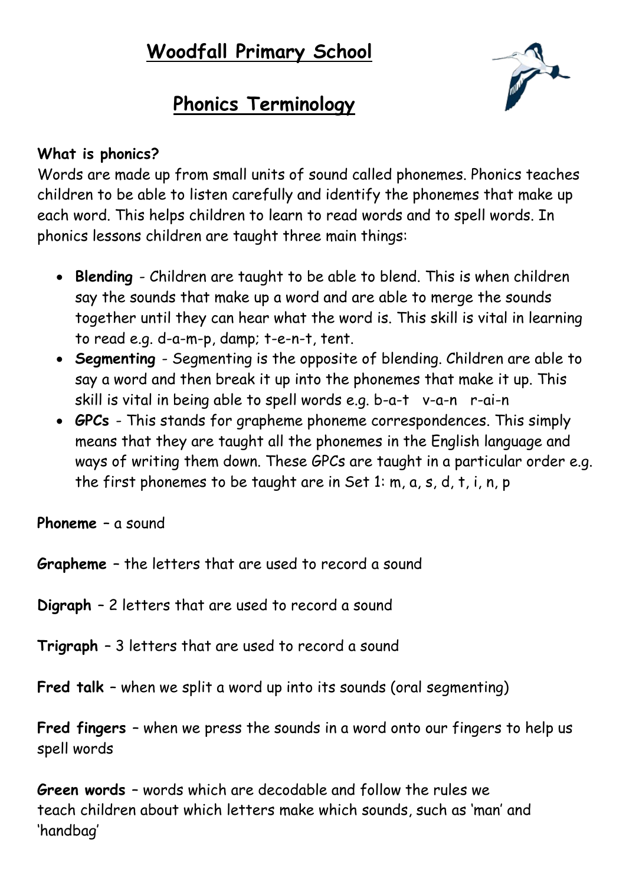# Woodfall Primary School

## Phonics Terminology

**What is phonics?**

Words are made up from small units of sound called phonemes. Phonics teaches children to be able to listen carefully and identify the phonemes that make up each word. This helps children to learn to read words and to spell words. In phonics lessons children are taught three main things:

- **Blending** - Children are taught to be able to blend. This is when children say the sounds that make up a word and are able to merge the sounds together until they can hear what the word is. This skill is vital in learning to read e.g. d-a-m-p, damp; t-e-n-t, tent.
- **Segmenting** - Segmenting is the opposite of blending. Children are able to say a word and then break it up into the phonemes that make it up. This skill is vital in being able to spell words e.g. b-a-t v-a-n r-ai-n
- ***GPCs*** - This stands for grapheme phoneme correspondences. This simply means that they are taught all the phonemes in the English language and ways of writing them down. These GPCs are taught in a particular order e.g. the first phonemes to be taught are in Set 1: m, a, s, d, t, i, n, p

**Phoneme** – a sound

**Grapheme** – the letters that are used to record a sound

**Digraph** – 2 letters that are used to record a sound

**Trigraph** – 3 letters that are used to record a sound

**Fred talk** – when we split a word up into its sounds (oral segmenting)

**Fred fingers** – when we press the sounds in a word onto our fingers to help us spell words

**Green words** – words which are decodable and follow the rules we teach children about which letters make which sounds, such as 'man' and 'handbag'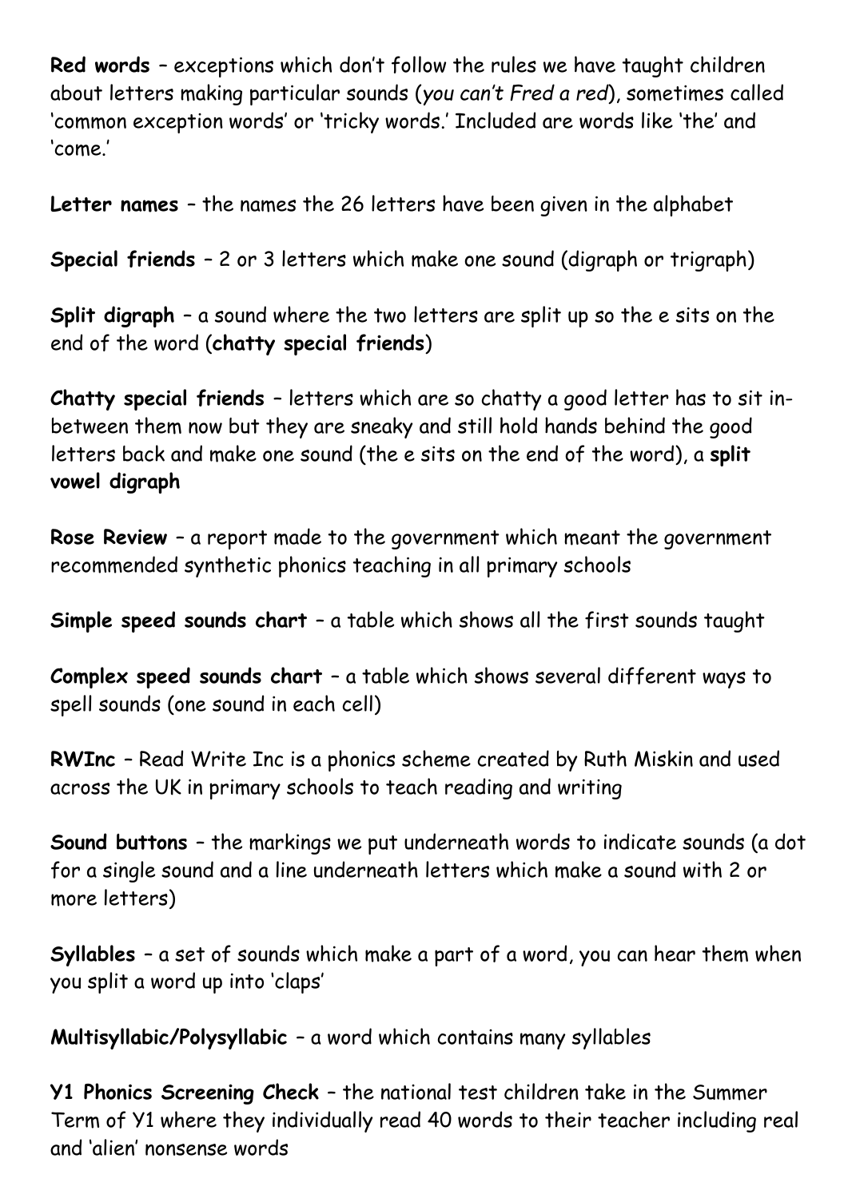**Red words** – exceptions which don't follow the rules we have taught children about letters making particular sounds (*you can't Fred a red*), sometimes called 'common exception words' or 'tricky words.' Included are words like 'the' and 'come.'

**Letter names** – the names the 26 letters have been given in the alphabet

**Special friends** – 2 or 3 letters which make one sound (digraph or trigraph)

**Split digraph** – a sound where the two letters are split up so the e sits on the end of the word (**chatty special friends**)

**Chatty special friends** – letters which are so chatty a good letter has to sit in-between them now but they are sneaky and still hold hands behind the good letters back and make one sound (the e sits on the end of the word), a **split vowel digraph**

**Rose Review** – a report made to the government which meant the government recommended synthetic phonics teaching in all primary schools

**Simple speed sounds chart** – a table which shows all the first sounds taught

**Complex speed sounds chart** – a table which shows several different ways to spell sounds (one sound in each cell)

**RWInc** – Read Write Inc is a phonics scheme created by Ruth Miskin and used across the UK in primary schools to teach reading and writing

**Sound buttons** – the markings we put underneath words to indicate sounds (a dot for a single sound and a line underneath letters which make a sound with 2 or more letters)

**Syllables** – a set of sounds which make a part of a word, you can hear them when you split a word up into 'claps'

**Multisyllabic/Polysyllabic** – a word which contains many syllables

**Y1 Phonics Screening Check** – the national test children take in the Summer Term of Y1 where they individually read 40 words to their teacher including real and 'alien' nonsense words